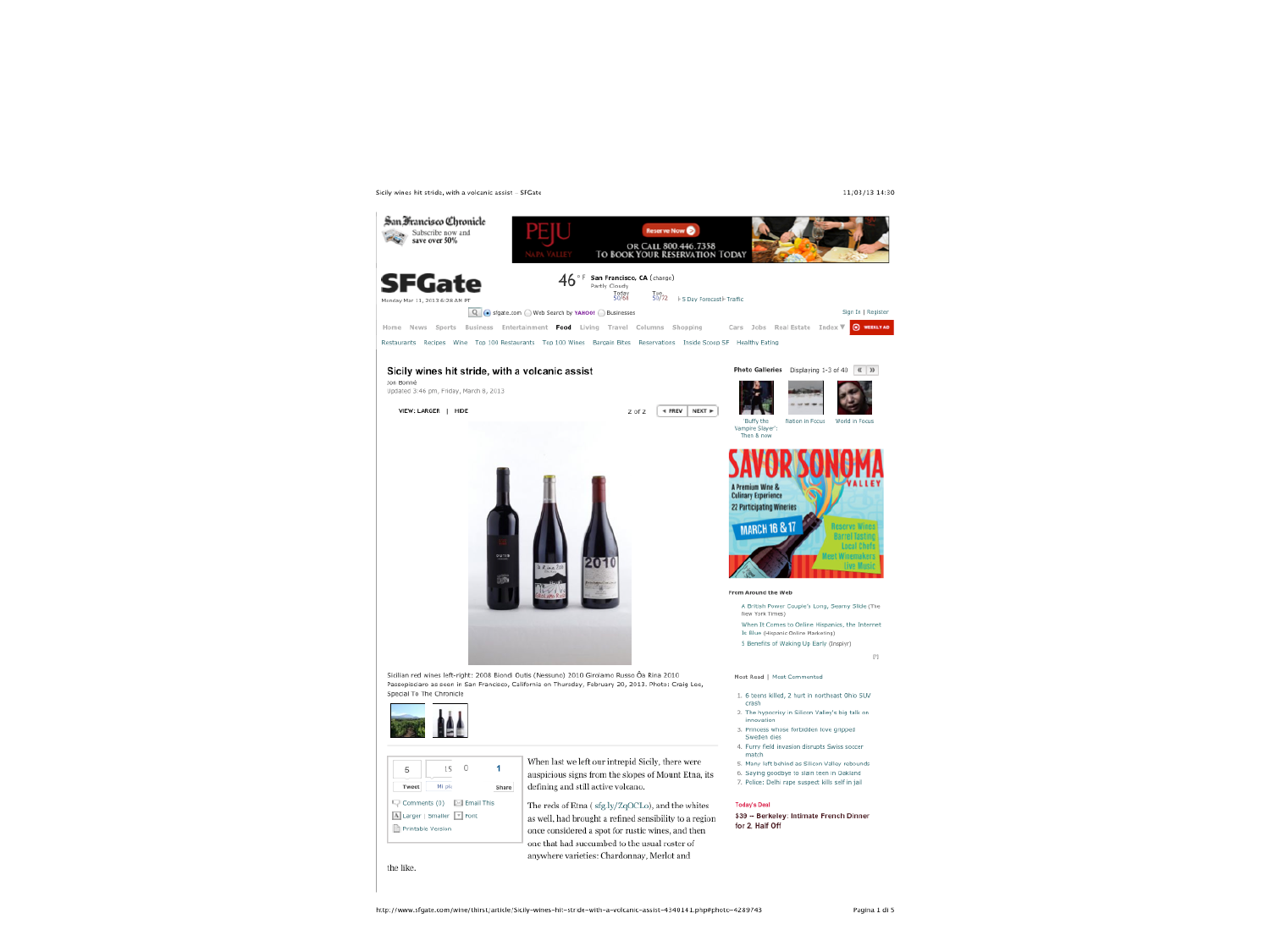# Sicily wines hit stride, with a volcanic assist

Jon Bonné

Updated 3:46 pm, Friday, March 8, 2013

Sicilian red wines left-right: 2008 Biondi Outis (Nessuno) 2010 Girolamo Russo 'A Rina 2010 Passopisciaro as seen in San Francisco, California on Thursday, February 20, 2013. Photo: Craig Lee, Special To The Chronicle

When last we left our intrepid Sicily, there were auspicious signs from the slopes of Mount Etna, its defining and still active volcano.

The reds of Etna ( sfg.ly/ZqOCLo), and the whites as well, had brought a refined sensibility to a region once considered a spot for rustic wines, and then one that had succumbed to the usual roster of anywhere varieties: Chardonnay, Merlot and the like.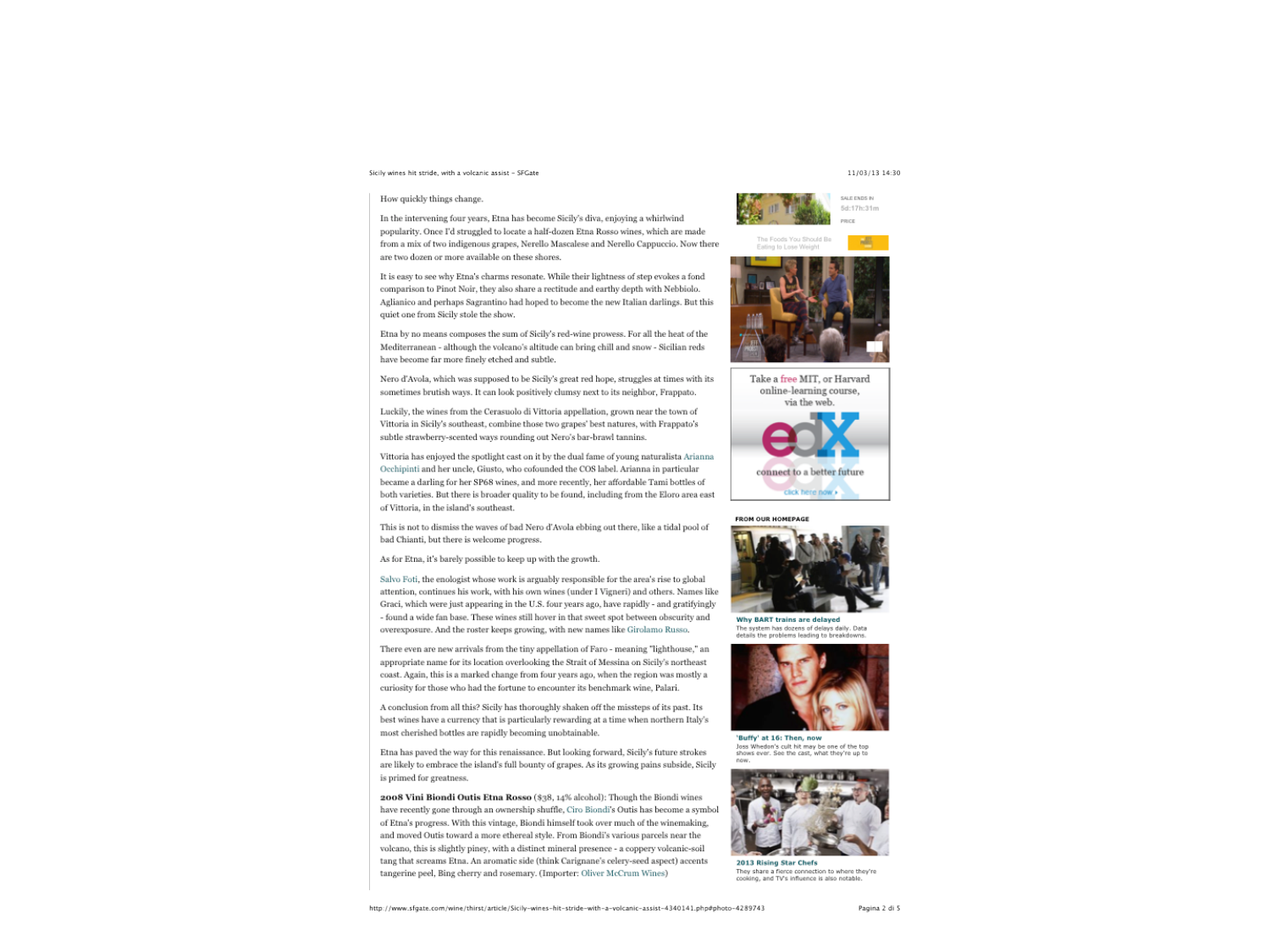How quickly things change.

In the intervening four years, Etna has become Sicily's diva, enjoying a whirlwind popularity. Once I'd struggled to locate a half-dozen Etna Rosso wines, which are made from a mix of two indigenous grapes, Nerello Mascalese and Nerello Cappuccio. Now there are two dozen or more available on these shores.

It is easy to see why Etna's charms resonate. While their lightness of step evokes a fond comparison to Pinot Noir, they also share a rectitude and earthy depth with Nebbiolo. Aglianico and perhaps Sagrantino had hoped to become the new Italian darlings. But this quiet one from Sicily stole the show.

Etna by no means composes the sum of Sicily's red-wine prowess. For all the heat of the Mediterranean - although the volcano's altitude can bring chill and snow - Sicilian reds have become far more finely etched and subtle.

Nero d'Avola, which was supposed to be Sicily's great red hope, struggles at times with its sometimes brutish ways. It can look positively clumsy next to its neighbor, Frappato.

Luckily, the wines from the Cerasuolo di Vittoria appellation, grown near the town of Vittoria in Sicily's southeast, combine those two grapes' best natures, with Frappato's subtle strawberry-scented ways rounding out Nero's bar-brawl tannins.

Vittoria has enjoyed the spotlight cast on it by the dual fame of young naturalista Arianna Occhipinti and her uncle, Giusto, who cofounded the COS label. Arianna in particular became a darling for her SP68 wines, and more recently, her affordable Tami bottles of both varieties. But there is broader quality to be found, including from the Eloro area east of Vittoria, in the island's southeast.

This is not to dismiss the waves of bad Nero d'Avola ebbing out there, like a tidal pool of bad Chianti, but there is welcome progress.

As for Etna, it's barely possible to keep up with the growth.

Salvo Foti, the enologist whose work is arguably responsible for the area's rise to global attention, continues his work, with his own wines (under I Vigneri) and others. Names like Graci, which were just appearing in the U.S. four years ago, have rapidly - and gratifyingly - found a wide fan base. These wines still hover in that sweet spot between obscurity and overexposure. And the roster keeps growing, with new names like Girolamo Russo.

There even are new arrivals from the tiny appellation of Faro - meaning "lighthouse," an appropriate name for its location overlooking the Strait of Messina on Sicily's northeast coast. Again, this is a marked change from four years ago, when the region was mostly a curiosity for those who had the fortune to encounter its benchmark wine, Palari.

A conclusion from all this? Sicily has thoroughly shaken off the missteps of its past. Its best wines have a currency that is particularly rewarding at a time when northern Italy's most cherished bottles are rapidly becoming unobtainable.

Etna has paved the way for this renaissance. But looking forward, Sicily's future strokes are likely to embrace the island's full bounty of grapes. As its growing pains subside, Sicily is primed for greatness.

**2008 Vini Biondi Outis Etna Rosso** ($38, 14% alcohol): Though the Biondi wines have recently gone through an ownership shuffle, Ciro Biondi's Outis has become a symbol of Etna's progress. With this vintage, Biondi himself took over much of the winemaking, and moved Outis toward a more ethereal style. From Biondi's various parcels near the volcano, this is slightly piney, with a distinct mineral presence - a coppery volcanic-soil tang that screams Etna. An aromatic side (think Carignane's celery-seed aspect) accents tangerine peel, Bing cherry and rosemary. (Importer: Oliver McCrum Wines)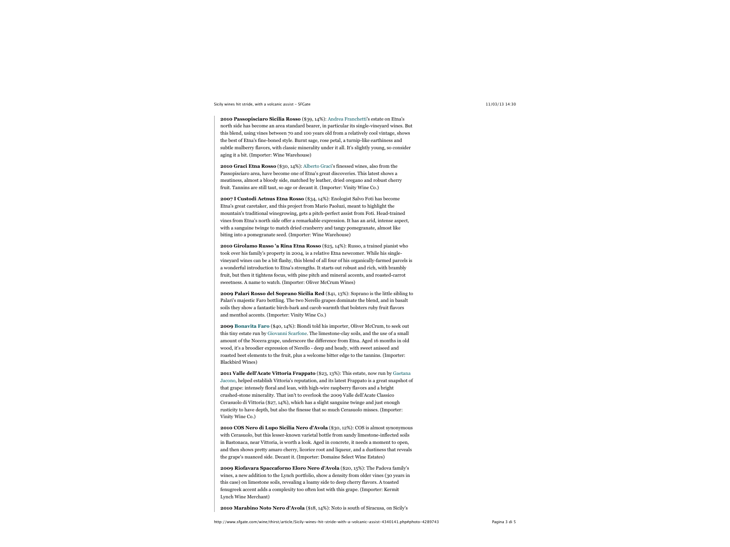**2010 Passopisciaro Sicilia Rosso** ($39, 14%): Andrea Franchetti's estate on Etna's north side has become an area standard bearer, in particular its single-vineyard wines. But this blend, using vines between 70 and 100 years old from a relatively cool vintage, shows the best of Etna's fine-boned style. Burnt sage, rose petal, a turnip-like earthiness and subtle mulberry flavors, with classic minerality under it all. It's slightly young, so consider aging it a bit. (Importer: Wine Warehouse)

**2010 Graci Etna Rosso** ($30, 14%): Alberto Graci's finessed wines, also from the Passopisciaro area, have become one of Etna's great discoveries. This latest shows a meatiness, almost a bloody side, matched by leather, dried oregano and robust cherry fruit. Tannins are still taut, so age or decant it. (Importer: Vinity Wine Co.)

**2007 I Custodi Aetnus Etna Rosso** ($34, 14%): Enologist Salvo Foti has become Etna's great caretaker, and this project from Mario Paoluzi, meant to highlight the mountain's traditional winegrowing, gets a pitch-perfect assist from Foti. Head-trained vines from Etna's north side offer a remarkable expression. It has an arid, intense aspect, with a sanguine twinge to match dried cranberry and tangy pomegranate, almost like biting into a pomegranate seed. (Importer: Wine Warehouse)

**2010 Girolamo Russo 'a Rina Etna Rosso** ($25, 14%): Russo, a trained pianist who took over his family's property in 2004, is a relative Etna newcomer. While his single-vineyard wines can be a bit flashy, this blend of all four of his organically-farmed parcels is a wonderful introduction to Etna's strengths. It starts out robust and rich, with brambly fruit, but then it tightens focus, with pine pitch and mineral accents, and roasted-carrot sweetness. A name to watch. (Importer: Oliver McCrum Wines)

**2009 Palari Rosso del Soprano Sicilia Red** ($41, 13%): Soprano is the little sibling to Palari's majestic Faro bottling. The two Nerello grapes dominate the blend, and in basalt soils they show a fantastic birch-bark and carob warmth that bolsters ruby fruit flavors and menthol accents. (Importer: Vinity Wine Co.)

**2009 Bonavita Faro** ($40, 14%): Biondi told his importer, Oliver McCrum, to seek out this tiny estate run by Giovanni Scarfone. The limestone-clay soils, and the use of a small amount of the Nocera grape, underscore the difference from Etna. Aged 16 months in old wood, it's a broodier expression of Nerello - deep and heady, with sweet aniseed and roasted beet elements to the fruit, plus a welcome bitter edge to the tannins. (Importer: Blackbird Wines)

**2011 Valle dell'Acate Vittoria Frappato** ($23, 13%): This estate, now run by Gaetana Jacono, helped establish Vittoria's reputation, and its latest Frappato is a great snapshot of that grape: intensely floral and lean, with high-wire raspberry flavors and a bright crushed-stone minerality. That isn't to overlook the 2009 Valle dell'Acate Classico Cerasuolo di Vittoria ($27, 14%), which has a slight sanguine twinge and just enough rusticity to have depth, but also the finesse that so much Cerasuolo misses. (Importer: Vinity Wine Co.)

**2010 COS Nero di Lupo Sicilia Nero d'Avola** ($30, 12%): COS is almost synonymous with Cerasuolo, but this lesser-known varietal bottle from sandy limestone-inflected soils in Bastonaca, near Vittoria, is worth a look. Aged in concrete, it needs a moment to open, and then shows pretty amaro cherry, licorice root and liqueur, and a dustiness that reveals the grape's nuanced side. Decant it. (Importer: Domaine Select Wine Estates)

**2009 Riofavara Spaccaforno Eloro Nero d'Avola** ($20, 15%): The Padova family's wines, a new addition to the Lynch portfolio, show a density from older vines (30 years in this case) on limestone soils, revealing a loamy side to deep cherry flavors. A toasted fenugreek accent adds a complexity too often lost with this grape. (Importer: Kermit Lynch Wine Merchant)

**2010 Marabino Noto Nero d'Avola** ($18, 14%): Noto is south of Siracusa, on Sicily's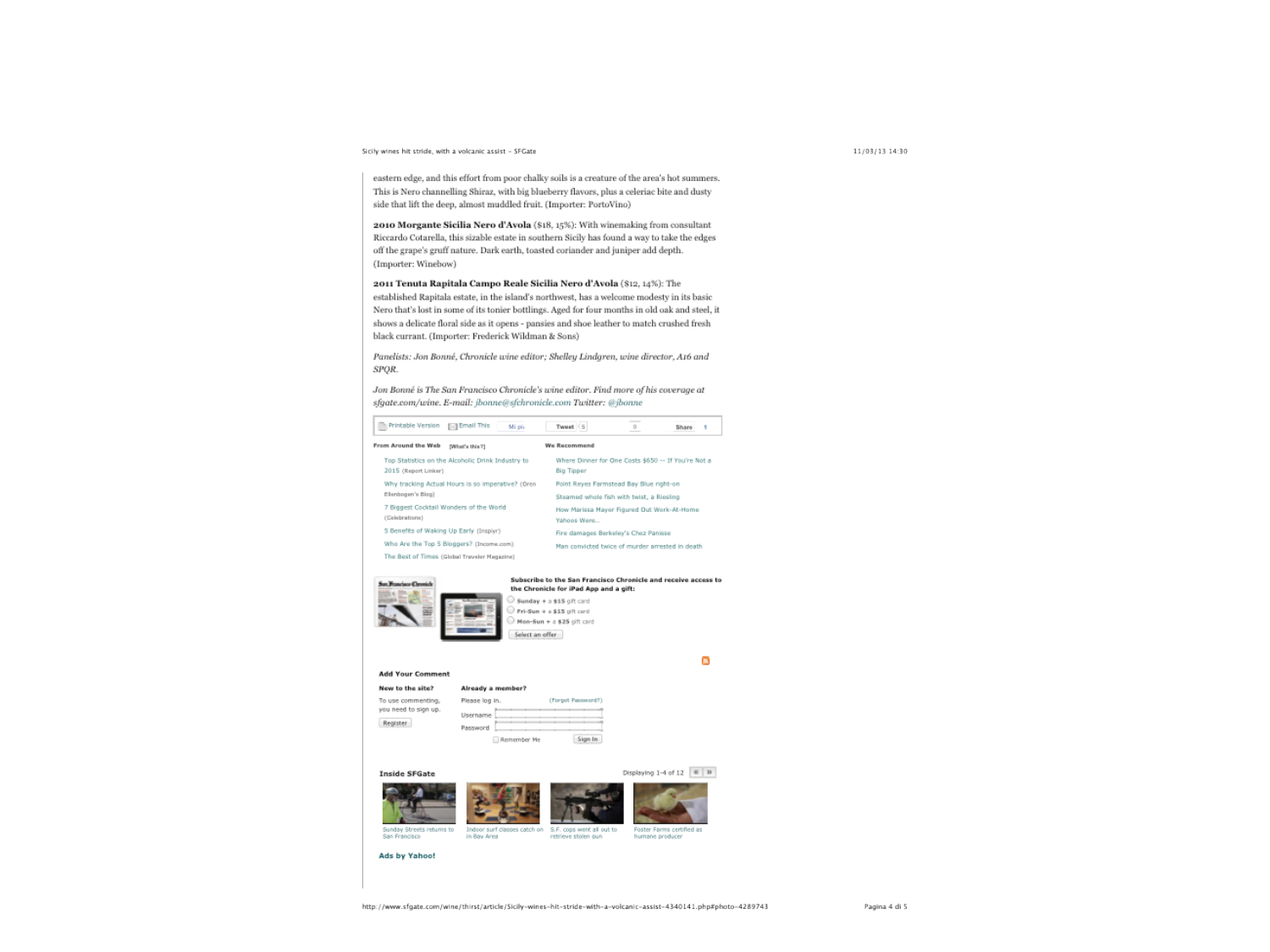eastern edge, and this effort from poor chalky soils is a creature of the area's hot summers. This is Nero channelling Shiraz, with big blueberry flavors, plus a celeriac bite and dusty side that lift the deep, almost muddled fruit. (Importer: PortoVino)

**2010 Morgante Sicilia Nero d'Avola** ($18, 15%): With winemaking from consultant Riccardo Cotarella, this sizable estate in southern Sicily has found a way to take the edges off the grape's gruff nature. Dark earth, toasted coriander and juniper add depth. (Importer: Winebow)

**2011 Tenuta Rapitala Campo Reale Sicilia Nero d'Avola** ($12, 14%): The established Rapitala estate, in the island's northwest, has a welcome modesty in its basic Nero that's lost in some of its tonier bottlings. Aged for four months in old oak and steel, it shows a delicate floral side as it opens - pansies and shoe leather to match crushed fresh black currant. (Importer: Frederick Wildman & Sons)

*Panelists: Jon Bonné, Chronicle wine editor; Shelley Lindgren, wine director, A16 and SPQR.*

*Jon Bonné is The San Francisco Chronicle's wine editor. Find more of his coverage at sfgate.com/wine. E-mail: jbonne@sfchronicle.com Twitter: @jbonne*

Printable Version | Email This | Mi piace | Tweet 5 | 0 | Share 1

**From Around the Web** [What's this?]

- Top Statistics on the Alcoholic Drink Industry to 2015 (Report Linker)
- Why tracking Actual Hours is so imperative? (Oren Ellenbogen's Blog)
- 7 Biggest Cocktail Wonders of the World (Celebrations)
- 5 Benefits of Waking Up Early (Inspiyr)
- Who Are the Top 5 Bloggers? (Income.com)
- The Best of Times (Global Traveler Magazine)

**We Recommend**

- Where Dinner for One Costs $650 -- If You're Not a Big Tipper
- Point Reyes Farmstead Bay Blue right-on
- Steamed whole fish with twist, a Riesling
- How Marissa Mayer Figured Out Work-At-Home Yahoos Were...
- Fire damages Berkeley's Chez Panisse
- Man convicted twice of murder arrested in death

**Subscribe to the San Francisco Chronicle and receive access to the Chronicle for iPad App and a gift:**

- Sunday + a $15 gift card
- Fri-Sun + a $15 gift card
- Mon-Sun + a $25 gift card

Select an offer

**Add Your Comment**

**New to the site?**

To use commenting, you need to sign up.

Register

**Already a member?**

Please log in. (Forgot Password?)

Username

Password

Remember Me

Sign In

**Inside SFGate**

Displaying 1-4 of 12

- Sunday Streets returns to San Francisco
- Indoor surf classes catch on in Bay Area
- S.F. cops went all out to retrieve stolen gun
- Foster Farms certified as humane producer

**Ads by Yahoo!**